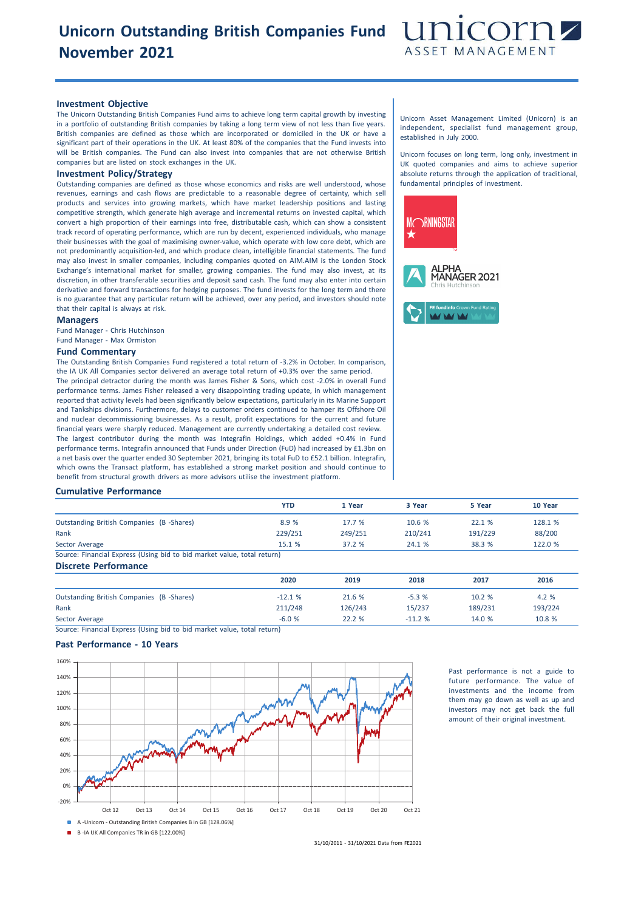# Unicorn Outstanding British Companies Fund November 2021

unicorn ASSET MANAGEMENT

## Investment Objective

The Unicorn Outstanding British Companies Fund aims to achieve long term capital growth by investing in a portfolio of outstanding British companies by taking a long term view of not less than five years. British companies are defined as those which are incorporated or domiciled in the UK or have a significant part of their operations in the UK. At least 80% of the companies that the Fund invests into will be British companies. The Fund can also invest into companies that are not otherwise British companies but are listed on stock exchanges in the UK.

## Investment Policy/Strategy

Outstanding companies are defined as those whose economics and risks are well understood, whose revenues, earnings and cash flows are predictable to a reasonable degree of certainty, which sell products and services into growing markets, which have market leadership positions and lasting competitive strength, which generate high average and incremental returns on invested capital, which convert a high proportion of their earnings into free, distributable cash, which can show a consistent track record of operating performance, which are run by decent, experienced individuals, who manage their businesses with the goal of maximising owner-value, which operate with low core debt, which are not predominantly acquisition-led, and which produce clean, intelligible financial statements. The fund may also invest in smaller companies, including companies quoted on AIM.AIM is the London Stock Exchange's international market for smaller, growing companies. The fund may also invest, at its discretion, in other transferable securities and deposit sand cash. The fund may also enter into certain derivative and forward transactions for hedging purposes. The fund invests for the long term and there is no guarantee that any particular return will be achieved, over any period, and investors should note that their capital is always at risk.

## Managers

Fund Manager - Chris Hutchinson

Fund Manager - Max Ormiston

## Fund Commentary

The Outstanding British Companies Fund registered a total return of -3.2% in October. In comparison, the IA UK All Companies sector delivered an average total return of +0.3% over the same period.

The principal detractor during the month was James Fisher & Sons, which cost -2.0% in overall Fund performance terms. James Fisher released a very disappointing trading update, in which management reported that activity levels had been significantly below expectations, particularly in its Marine Support and Tankships divisions. Furthermore, delays to customer orders continued to hamper its Offshore Oil and nuclear decommissioning businesses. As a result, profit expectations for the current and future financial years were sharply reduced. Management are currently undertaking a detailed cost review.

The largest contributor during the month was Integrafin Holdings, which added +0.4% in Fund performance terms. Integrafin announced that Funds under Direction (FuD) had increased by £1.3bn on a net basis over the quarter ended 30 September 2021, bringing its total FuD to £52.1 billion. Integrafin, which owns the Transact platform, has established a strong market position and should continue to benefit from structural growth drivers as more advisors utilise the investment platform.

Unicorn Asset Management Limited (Unicorn) is an independent, specialist fund management group, established in July 2000.

Unicorn focuses on long term, long only, investment in UK quoted companies and aims to achieve superior absolute returns through the application of traditional, fundamental principles of investment.

MORNINGSTAR ★

ALPHA MANAGER 2021 Chris Hutchinson

FE fundinfo Crown Fund Rating

## Cumulative Performance

| | YTD | 1 Year | 3 Year | 5 Year | 10 Year |
|---|---|---|---|---|---|
| Outstanding British Companies (B -Shares) | 8.9 % | 17.7 % | 10.6 % | 22.1 % | 128.1 % |
| Rank | 229/251 | 249/251 | 210/241 | 191/229 | 88/200 |
| Sector Average | 15.1 % | 37.2 % | 24.1 % | 38.3 % | 122.0 % |

Source: Financial Express (Using bid to bid market value, total return)

## Discrete Performance

| | 2020 | 2019 | 2018 | 2017 | 2016 |
|---|---|---|---|---|---|
| Outstanding British Companies (B -Shares) | -12.1 % | 21.6 % | -5.3 % | 10.2 % | 4.2 % |
| Rank | 211/248 | 126/243 | 15/237 | 189/231 | 193/224 |
| Sector Average | -6.0 % | 22.2 % | -11.2 % | 14.0 % | 10.8 % |

Source: Financial Express (Using bid to bid market value, total return)

## Past Performance - 10 Years

A -Unicorn - Outstanding British Companies B in GB [128.06%]

B -IA UK All Companies TR in GB [122.00%]

31/10/2011 - 31/10/2021 Data from FE2021

Past performance is not a guide to future performance. The value of investments and the income from them may go down as well as up and investors may not get back the full amount of their original investment.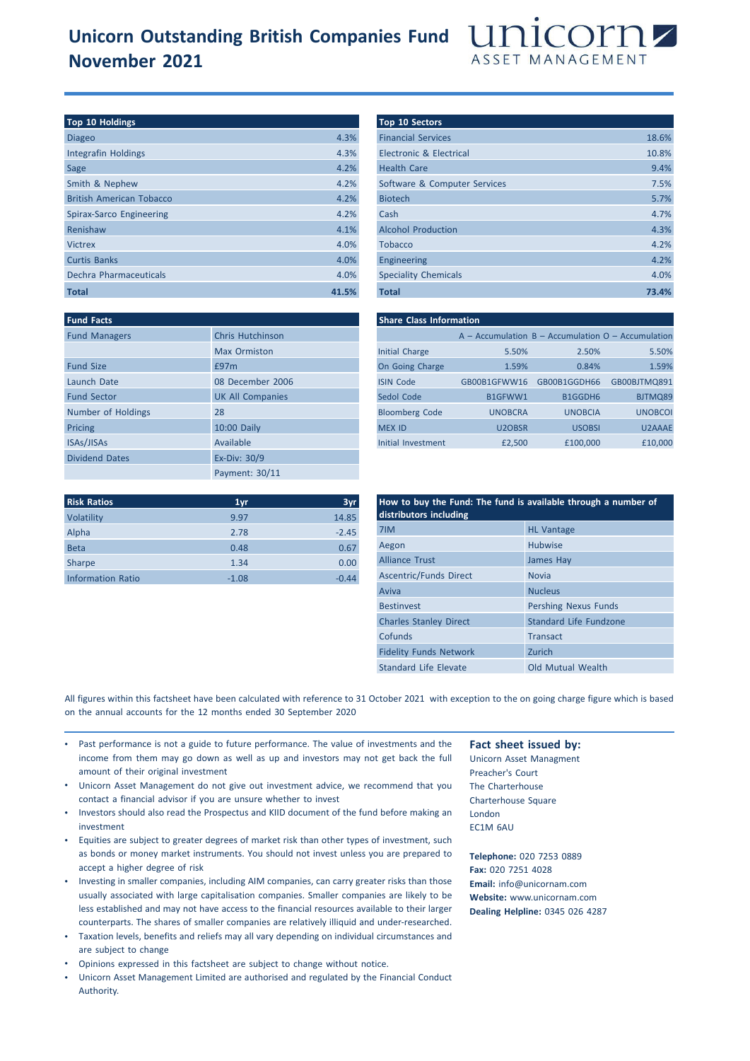# Unicorn Outstanding British Companies Fund November 2021

unicorn ASSET MANAGEMENT

| Top 10 Holdings | |
|---|---|
| Diageo | 4.3% |
| Integrafin Holdings | 4.3% |
| Sage | 4.2% |
| Smith & Nephew | 4.2% |
| British American Tobacco | 4.2% |
| Spirax-Sarco Engineering | 4.2% |
| Renishaw | 4.1% |
| Victrex | 4.0% |
| Curtis Banks | 4.0% |
| Dechra Pharmaceuticals | 4.0% |
| **Total** | **41.5%** |

| Top 10 Sectors | |
|---|---|
| Financial Services | 18.6% |
| Electronic & Electrical | 10.8% |
| Health Care | 9.4% |
| Software & Computer Services | 7.5% |
| Biotech | 5.7% |
| Cash | 4.7% |
| Alcohol Production | 4.3% |
| Tobacco | 4.2% |
| Engineering | 4.2% |
| Speciality Chemicals | 4.0% |
| **Total** | **73.4%** |

| Fund Facts | |
|---|---|
| Fund Managers | Chris Hutchinson |
| | Max Ormiston |
| Fund Size | £97m |
| Launch Date | 08 December 2006 |
| Fund Sector | UK All Companies |
| Number of Holdings | 28 |
| Pricing | 10:00 Daily |
| ISAs/JISAs | Available |
| Dividend Dates | Ex-Div: 30/9 |
| | Payment: 30/11 |

| Share Class Information | A – Accumulation | B – Accumulation | O – Accumulation |
|---|---|---|---|
| Initial Charge | 5.50% | 2.50% | 5.50% |
| On Going Charge | 1.59% | 0.84% | 1.59% |
| ISIN Code | GB00B1GFWW16 | GB00B1GGDH66 | GB00BJTMQ891 |
| Sedol Code | B1GFWW1 | B1GGDH6 | BJTMQ89 |
| Bloomberg Code | UNOBCRA | UNOBCIA | UNOBCOI |
| MEX ID | U2OBSR | USOBSI | U2AAAE |
| Initial Investment | £2,500 | £100,000 | £10,000 |

| Risk Ratios | 1yr | 3yr |
|---|---|---|
| Volatility | 9.97 | 14.85 |
| Alpha | 2.78 | -2.45 |
| Beta | 0.48 | 0.67 |
| Sharpe | 1.34 | 0.00 |
| Information Ratio | -1.08 | -0.44 |

| How to buy the Fund: The fund is available through a number of distributors including | |
|---|---|
| 7IM | HL Vantage |
| Aegon | Hubwise |
| Alliance Trust | James Hay |
| Ascentric/Funds Direct | Novia |
| Aviva | Nucleus |
| Bestinvest | Pershing Nexus Funds |
| Charles Stanley Direct | Standard Life Fundzone |
| Cofunds | Transact |
| Fidelity Funds Network | Zurich |
| Standard Life Elevate | Old Mutual Wealth |

All figures within this factsheet have been calculated with reference to 31 October 2021 with exception to the on going charge figure which is based on the annual accounts for the 12 months ended 30 September 2020

- Past performance is not a guide to future performance. The value of investments and the income from them may go down as well as up and investors may not get back the full amount of their original investment
- Unicorn Asset Management do not give out investment advice, we recommend that you contact a financial advisor if you are unsure whether to invest
- Investors should also read the Prospectus and KIID document of the fund before making an investment
- Equities are subject to greater degrees of market risk than other types of investment, such as bonds or money market instruments. You should not invest unless you are prepared to accept a higher degree of risk
- Investing in smaller companies, including AIM companies, can carry greater risks than those usually associated with large capitalisation companies. Smaller companies are likely to be less established and may not have access to the financial resources available to their larger counterparts. The shares of smaller companies are relatively illiquid and under-researched.
- Taxation levels, benefits and reliefs may all vary depending on individual circumstances and are subject to change
- Opinions expressed in this factsheet are subject to change without notice.
- Unicorn Asset Management Limited are authorised and regulated by the Financial Conduct Authority.

**Fact sheet issued by:**

Unicorn Asset Managment
Preacher's Court
The Charterhouse
Charterhouse Square
London
EC1M 6AU

**Telephone:** 020 7253 0889
**Fax:** 020 7251 4028
**Email:** info@unicornam.com
**Website:** www.unicornam.com
**Dealing Helpline:** 0345 026 4287